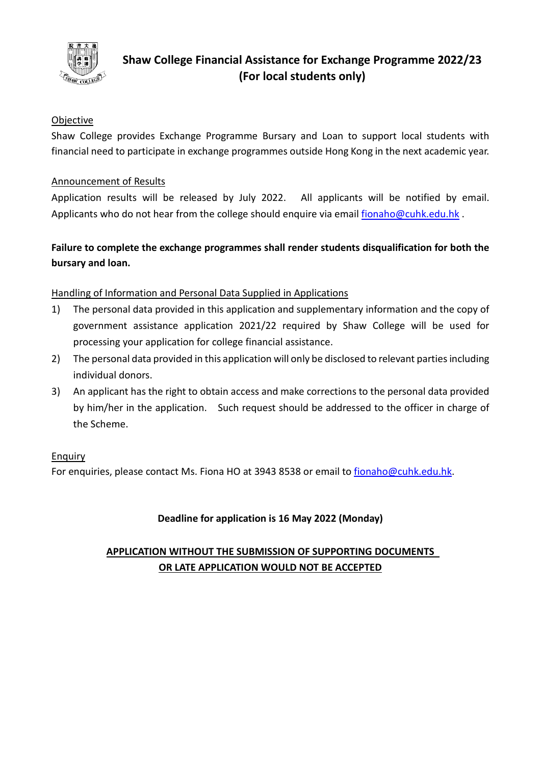# Shaw College Financial Assistance for Exchange Programme 2022/23
## (For local students only)

Objective

Shaw College provides Exchange Programme Bursary and Loan to support local students with financial need to participate in exchange programmes outside Hong Kong in the next academic year.

Announcement of Results

Application results will be released by July 2022. All applicants will be notified by email. Applicants who do not hear from the college should enquire via email fionaho@cuhk.edu.hk .

**Failure to complete the exchange programmes shall render students disqualification for both the bursary and loan.**

Handling of Information and Personal Data Supplied in Applications

1) The personal data provided in this application and supplementary information and the copy of government assistance application 2021/22 required by Shaw College will be used for processing your application for college financial assistance.
2) The personal data provided in this application will only be disclosed to relevant parties including individual donors.
3) An applicant has the right to obtain access and make corrections to the personal data provided by him/her in the application. Such request should be addressed to the officer in charge of the Scheme.

Enquiry

For enquiries, please contact Ms. Fiona HO at 3943 8538 or email to fionaho@cuhk.edu.hk.

**Deadline for application is 16 May 2022 (Monday)**

**APPLICATION WITHOUT THE SUBMISSION OF SUPPORTING DOCUMENTS OR LATE APPLICATION WOULD NOT BE ACCEPTED**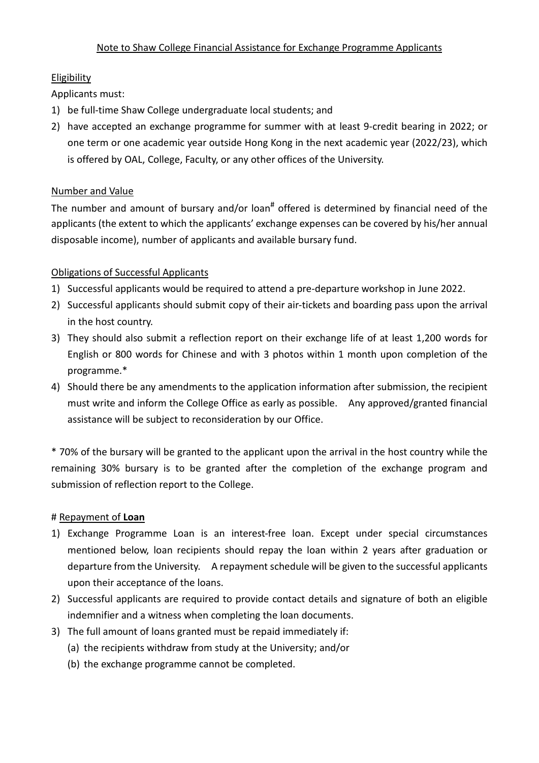Note to Shaw College Financial Assistance for Exchange Programme Applicants

Eligibility

Applicants must:

1) be full-time Shaw College undergraduate local students; and
2) have accepted an exchange programme for summer with at least 9-credit bearing in 2022; or one term or one academic year outside Hong Kong in the next academic year (2022/23), which is offered by OAL, College, Faculty, or any other offices of the University.

Number and Value

The number and amount of bursary and/or loan# offered is determined by financial need of the applicants (the extent to which the applicants' exchange expenses can be covered by his/her annual disposable income), number of applicants and available bursary fund.

Obligations of Successful Applicants

1) Successful applicants would be required to attend a pre-departure workshop in June 2022.
2) Successful applicants should submit copy of their air-tickets and boarding pass upon the arrival in the host country.
3) They should also submit a reflection report on their exchange life of at least 1,200 words for English or 800 words for Chinese and with 3 photos within 1 month upon completion of the programme.*
4) Should there be any amendments to the application information after submission, the recipient must write and inform the College Office as early as possible. Any approved/granted financial assistance will be subject to reconsideration by our Office.

* 70% of the bursary will be granted to the applicant upon the arrival in the host country while the remaining 30% bursary is to be granted after the completion of the exchange program and submission of reflection report to the College.

# Repayment of **Loan**

1) Exchange Programme Loan is an interest-free loan. Except under special circumstances mentioned below, loan recipients should repay the loan within 2 years after graduation or departure from the University. A repayment schedule will be given to the successful applicants upon their acceptance of the loans.
2) Successful applicants are required to provide contact details and signature of both an eligible indemnifier and a witness when completing the loan documents.
3) The full amount of loans granted must be repaid immediately if:
   (a) the recipients withdraw from study at the University; and/or
   (b) the exchange programme cannot be completed.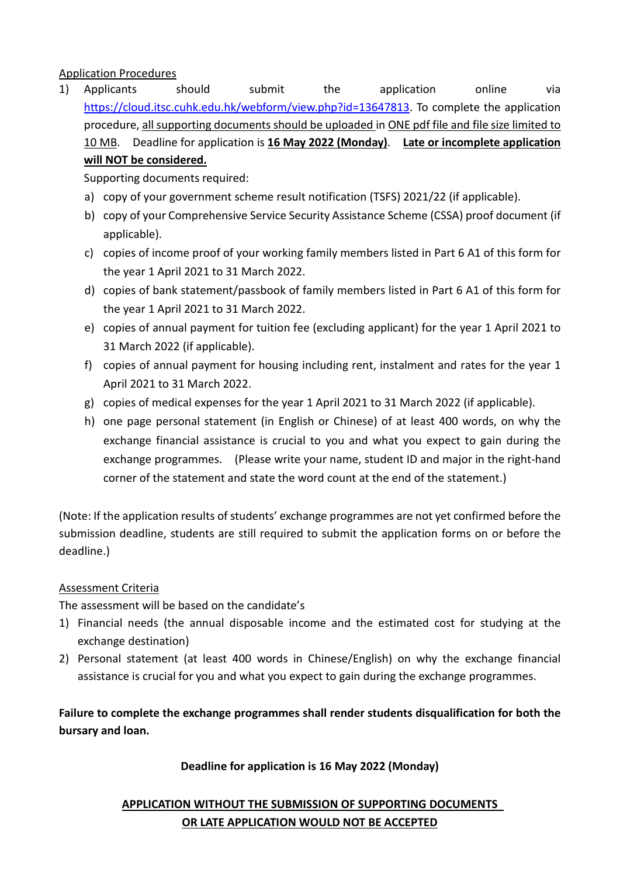Application Procedures

1) Applicants should submit the application online via https://cloud.itsc.cuhk.edu.hk/webform/view.php?id=13647813. To complete the application procedure, all supporting documents should be uploaded in ONE pdf file and file size limited to 10 MB. Deadline for application is **16 May 2022 (Monday)**. **Late or incomplete application will NOT be considered.**

   Supporting documents required:

   a) copy of your government scheme result notification (TSFS) 2021/22 (if applicable).
   b) copy of your Comprehensive Service Security Assistance Scheme (CSSA) proof document (if applicable).
   c) copies of income proof of your working family members listed in Part 6 A1 of this form for the year 1 April 2021 to 31 March 2022.
   d) copies of bank statement/passbook of family members listed in Part 6 A1 of this form for the year 1 April 2021 to 31 March 2022.
   e) copies of annual payment for tuition fee (excluding applicant) for the year 1 April 2021 to 31 March 2022 (if applicable).
   f) copies of annual payment for housing including rent, instalment and rates for the year 1 April 2021 to 31 March 2022.
   g) copies of medical expenses for the year 1 April 2021 to 31 March 2022 (if applicable).
   h) one page personal statement (in English or Chinese) of at least 400 words, on why the exchange financial assistance is crucial to you and what you expect to gain during the exchange programmes. (Please write your name, student ID and major in the right-hand corner of the statement and state the word count at the end of the statement.)

(Note: If the application results of students' exchange programmes are not yet confirmed before the submission deadline, students are still required to submit the application forms on or before the deadline.)

Assessment Criteria

The assessment will be based on the candidate's

1) Financial needs (the annual disposable income and the estimated cost for studying at the exchange destination)
2) Personal statement (at least 400 words in Chinese/English) on why the exchange financial assistance is crucial for you and what you expect to gain during the exchange programmes.

**Failure to complete the exchange programmes shall render students disqualification for both the bursary and loan.**

**Deadline for application is 16 May 2022 (Monday)**

**APPLICATION WITHOUT THE SUBMISSION OF SUPPORTING DOCUMENTS OR LATE APPLICATION WOULD NOT BE ACCEPTED**